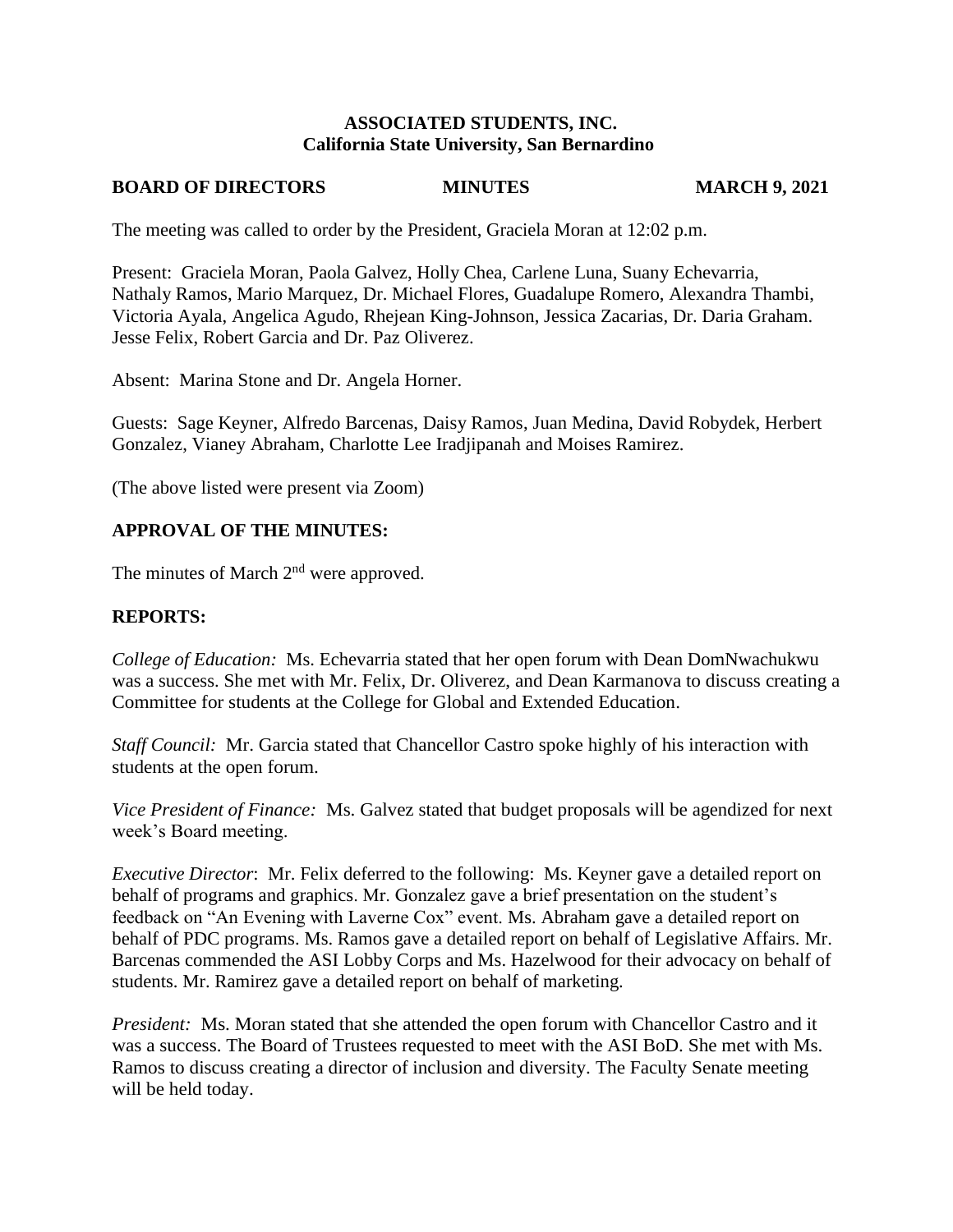**ASSOCIATED STUDENTS, INC.**
**California State University, San Bernardino**

**BOARD OF DIRECTORS MINUTES MARCH 9, 2021**

The meeting was called to order by the President, Graciela Moran at 12:02 p.m.

Present: Graciela Moran, Paola Galvez, Holly Chea, Carlene Luna, Suany Echevarria, Nathaly Ramos, Mario Marquez, Dr. Michael Flores, Guadalupe Romero, Alexandra Thambi, Victoria Ayala, Angelica Agudo, Rhejean King-Johnson, Jessica Zacarias, Dr. Daria Graham. Jesse Felix, Robert Garcia and Dr. Paz Oliverez.

Absent: Marina Stone and Dr. Angela Horner.

Guests: Sage Keyner, Alfredo Barcenas, Daisy Ramos, Juan Medina, David Robydek, Herbert Gonzalez, Vianey Abraham, Charlotte Lee Iradjipanah and Moises Ramirez.

(The above listed were present via Zoom)

## APPROVAL OF THE MINUTES:

The minutes of March 2nd were approved.

## REPORTS:

*College of Education:* Ms. Echevarria stated that her open forum with Dean DomNwachukwu was a success. She met with Mr. Felix, Dr. Oliverez, and Dean Karmanova to discuss creating a Committee for students at the College for Global and Extended Education.

*Staff Council:* Mr. Garcia stated that Chancellor Castro spoke highly of his interaction with students at the open forum.

*Vice President of Finance:* Ms. Galvez stated that budget proposals will be agendized for next week's Board meeting.

*Executive Director*: Mr. Felix deferred to the following: Ms. Keyner gave a detailed report on behalf of programs and graphics. Mr. Gonzalez gave a brief presentation on the student's feedback on "An Evening with Laverne Cox" event. Ms. Abraham gave a detailed report on behalf of PDC programs. Ms. Ramos gave a detailed report on behalf of Legislative Affairs. Mr. Barcenas commended the ASI Lobby Corps and Ms. Hazelwood for their advocacy on behalf of students. Mr. Ramirez gave a detailed report on behalf of marketing.

*President:* Ms. Moran stated that she attended the open forum with Chancellor Castro and it was a success. The Board of Trustees requested to meet with the ASI BoD. She met with Ms. Ramos to discuss creating a director of inclusion and diversity. The Faculty Senate meeting will be held today.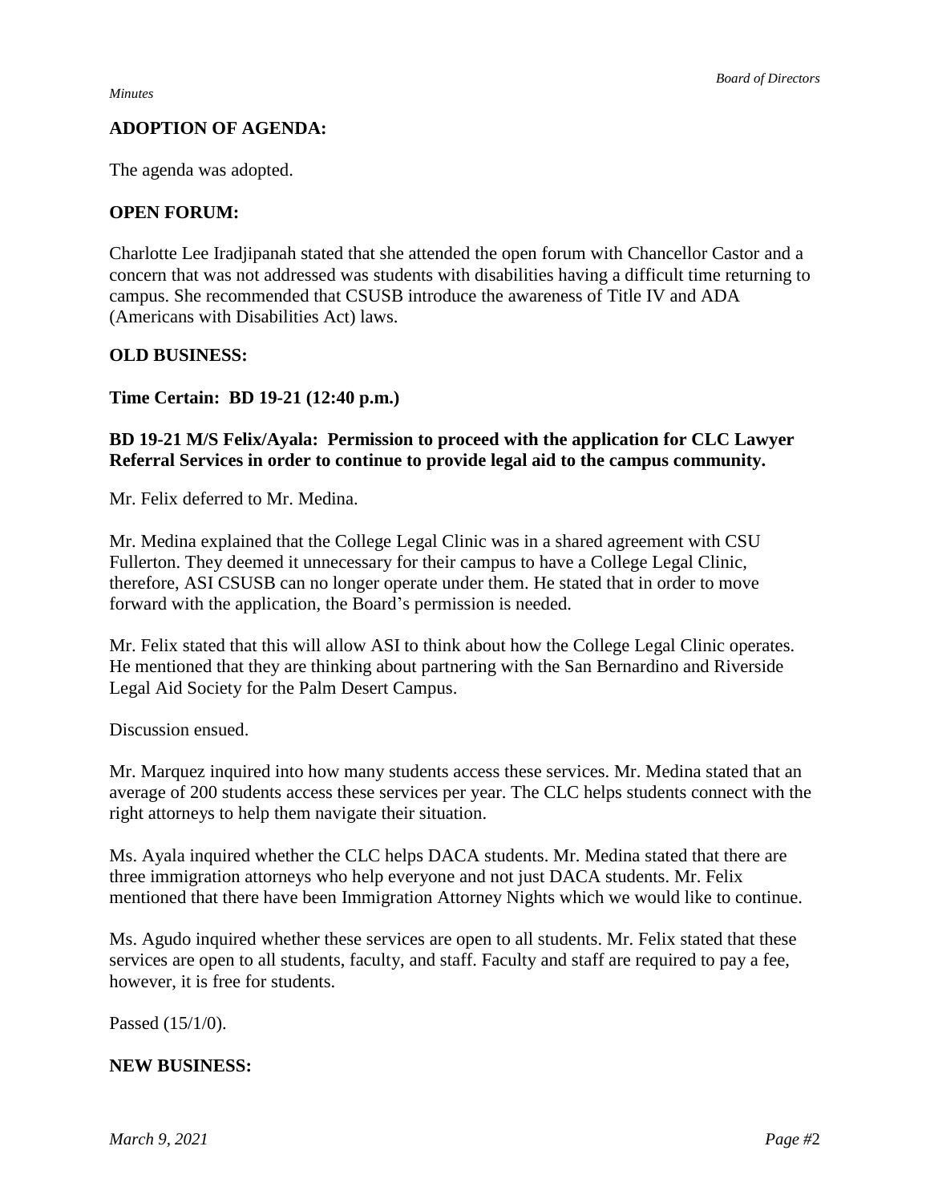**ADOPTION OF AGENDA:**

The agenda was adopted.

**OPEN FORUM:**

Charlotte Lee Iradjipanah stated that she attended the open forum with Chancellor Castor and a concern that was not addressed was students with disabilities having a difficult time returning to campus. She recommended that CSUSB introduce the awareness of Title IV and ADA (Americans with Disabilities Act) laws.

**OLD BUSINESS:**

**Time Certain: BD 19-21 (12:40 p.m.)**

**BD 19-21 M/S Felix/Ayala: Permission to proceed with the application for CLC Lawyer Referral Services in order to continue to provide legal aid to the campus community.**

Mr. Felix deferred to Mr. Medina.

Mr. Medina explained that the College Legal Clinic was in a shared agreement with CSU Fullerton. They deemed it unnecessary for their campus to have a College Legal Clinic, therefore, ASI CSUSB can no longer operate under them. He stated that in order to move forward with the application, the Board's permission is needed.

Mr. Felix stated that this will allow ASI to think about how the College Legal Clinic operates. He mentioned that they are thinking about partnering with the San Bernardino and Riverside Legal Aid Society for the Palm Desert Campus.

Discussion ensued.

Mr. Marquez inquired into how many students access these services. Mr. Medina stated that an average of 200 students access these services per year. The CLC helps students connect with the right attorneys to help them navigate their situation.

Ms. Ayala inquired whether the CLC helps DACA students. Mr. Medina stated that there are three immigration attorneys who help everyone and not just DACA students. Mr. Felix mentioned that there have been Immigration Attorney Nights which we would like to continue.

Ms. Agudo inquired whether these services are open to all students. Mr. Felix stated that these services are open to all students, faculty, and staff. Faculty and staff are required to pay a fee, however, it is free for students.

Passed (15/1/0).

**NEW BUSINESS:**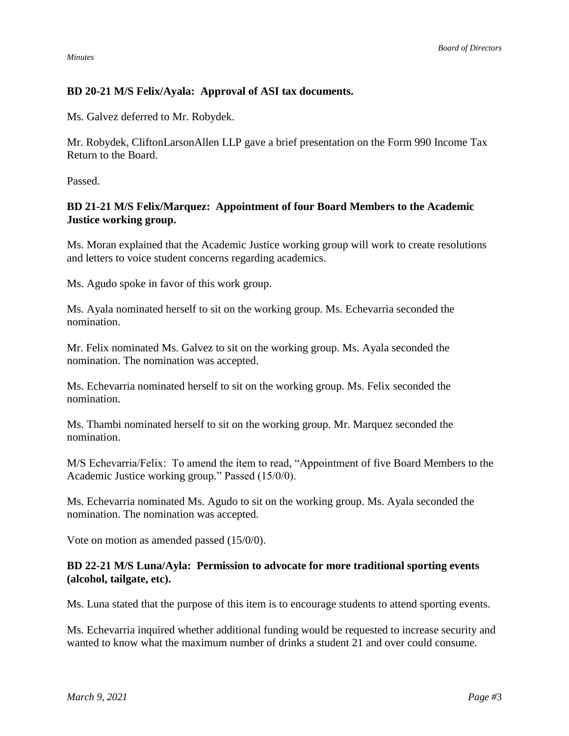**BD 20-21 M/S Felix/Ayala: Approval of ASI tax documents.**

Ms. Galvez deferred to Mr. Robydek.

Mr. Robydek, CliftonLarsonAllen LLP gave a brief presentation on the Form 990 Income Tax Return to the Board.

Passed.

**BD 21-21 M/S Felix/Marquez: Appointment of four Board Members to the Academic Justice working group.**

Ms. Moran explained that the Academic Justice working group will work to create resolutions and letters to voice student concerns regarding academics.

Ms. Agudo spoke in favor of this work group.

Ms. Ayala nominated herself to sit on the working group. Ms. Echevarria seconded the nomination.

Mr. Felix nominated Ms. Galvez to sit on the working group. Ms. Ayala seconded the nomination. The nomination was accepted.

Ms. Echevarria nominated herself to sit on the working group. Ms. Felix seconded the nomination.

Ms. Thambi nominated herself to sit on the working group. Mr. Marquez seconded the nomination.

M/S Echevarria/Felix: To amend the item to read, "Appointment of five Board Members to the Academic Justice working group." Passed (15/0/0).

Ms. Echevarria nominated Ms. Agudo to sit on the working group. Ms. Ayala seconded the nomination. The nomination was accepted.

Vote on motion as amended passed (15/0/0).

**BD 22-21 M/S Luna/Ayla: Permission to advocate for more traditional sporting events (alcohol, tailgate, etc).**

Ms. Luna stated that the purpose of this item is to encourage students to attend sporting events.

Ms. Echevarria inquired whether additional funding would be requested to increase security and wanted to know what the maximum number of drinks a student 21 and over could consume.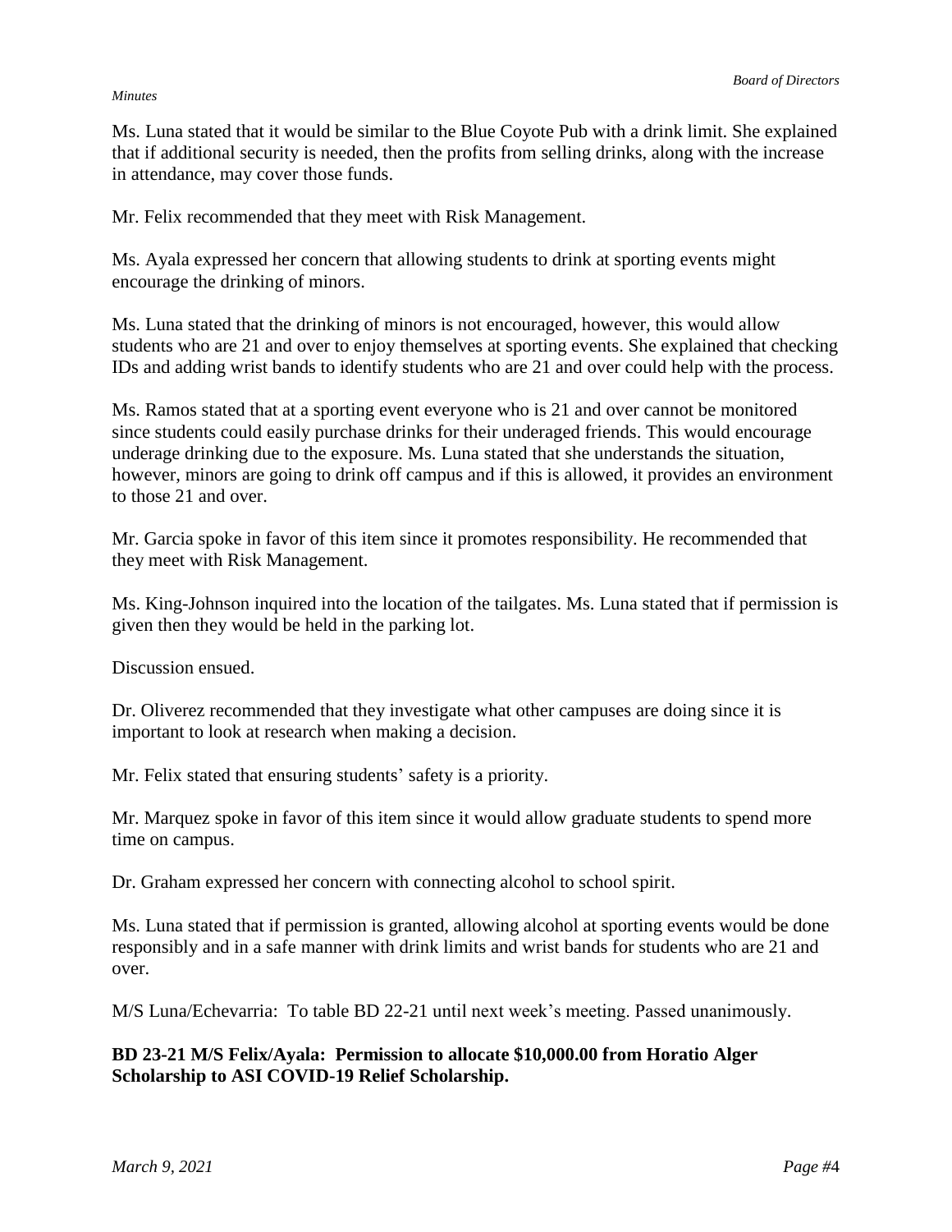Ms. Luna stated that it would be similar to the Blue Coyote Pub with a drink limit. She explained that if additional security is needed, then the profits from selling drinks, along with the increase in attendance, may cover those funds.

Mr. Felix recommended that they meet with Risk Management.

Ms. Ayala expressed her concern that allowing students to drink at sporting events might encourage the drinking of minors.

Ms. Luna stated that the drinking of minors is not encouraged, however, this would allow students who are 21 and over to enjoy themselves at sporting events. She explained that checking IDs and adding wrist bands to identify students who are 21 and over could help with the process.

Ms. Ramos stated that at a sporting event everyone who is 21 and over cannot be monitored since students could easily purchase drinks for their underaged friends. This would encourage underage drinking due to the exposure. Ms. Luna stated that she understands the situation, however, minors are going to drink off campus and if this is allowed, it provides an environment to those 21 and over.

Mr. Garcia spoke in favor of this item since it promotes responsibility. He recommended that they meet with Risk Management.

Ms. King-Johnson inquired into the location of the tailgates. Ms. Luna stated that if permission is given then they would be held in the parking lot.

Discussion ensued.

Dr. Oliverez recommended that they investigate what other campuses are doing since it is important to look at research when making a decision.

Mr. Felix stated that ensuring students' safety is a priority.

Mr. Marquez spoke in favor of this item since it would allow graduate students to spend more time on campus.

Dr. Graham expressed her concern with connecting alcohol to school spirit.

Ms. Luna stated that if permission is granted, allowing alcohol at sporting events would be done responsibly and in a safe manner with drink limits and wrist bands for students who are 21 and over.

M/S Luna/Echevarria: To table BD 22-21 until next week's meeting. Passed unanimously.

**BD 23-21 M/S Felix/Ayala: Permission to allocate $10,000.00 from Horatio Alger Scholarship to ASI COVID-19 Relief Scholarship.**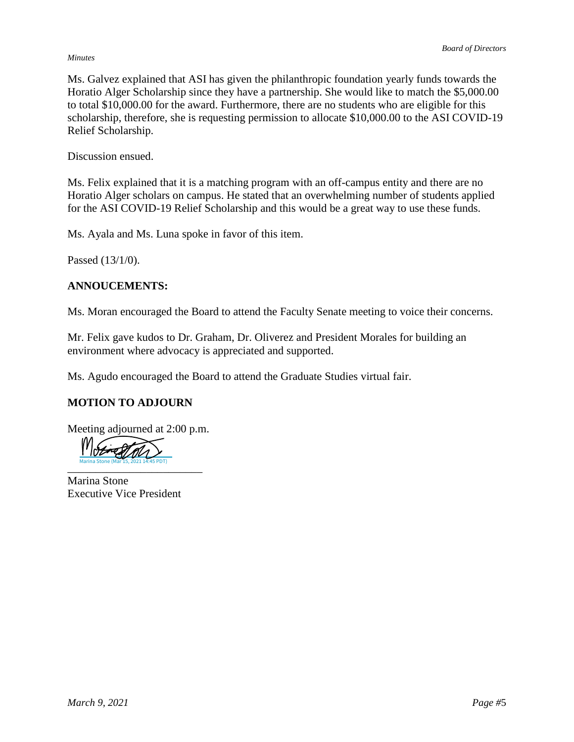Ms. Galvez explained that ASI has given the philanthropic foundation yearly funds towards the Horatio Alger Scholarship since they have a partnership. She would like to match the $5,000.00 to total $10,000.00 for the award. Furthermore, there are no students who are eligible for this scholarship, therefore, she is requesting permission to allocate $10,000.00 to the ASI COVID-19 Relief Scholarship.

Discussion ensued.

Ms. Felix explained that it is a matching program with an off-campus entity and there are no Horatio Alger scholars on campus. He stated that an overwhelming number of students applied for the ASI COVID-19 Relief Scholarship and this would be a great way to use these funds.

Ms. Ayala and Ms. Luna spoke in favor of this item.

Passed (13/1/0).

**ANNOUCEMENTS:**

Ms. Moran encouraged the Board to attend the Faculty Senate meeting to voice their concerns.

Mr. Felix gave kudos to Dr. Graham, Dr. Oliverez and President Morales for building an environment where advocacy is appreciated and supported.

Ms. Agudo encouraged the Board to attend the Graduate Studies virtual fair.

**MOTION TO ADJOURN**

Meeting adjourned at 2:00 p.m.

Marina Stone (Mar 15, 2021 14:45 PDT)

\_\_\_\_\_\_\_\_\_\_\_\_\_\_\_\_\_\_\_\_\_\_\_\_\_

Marina Stone
Executive Vice President